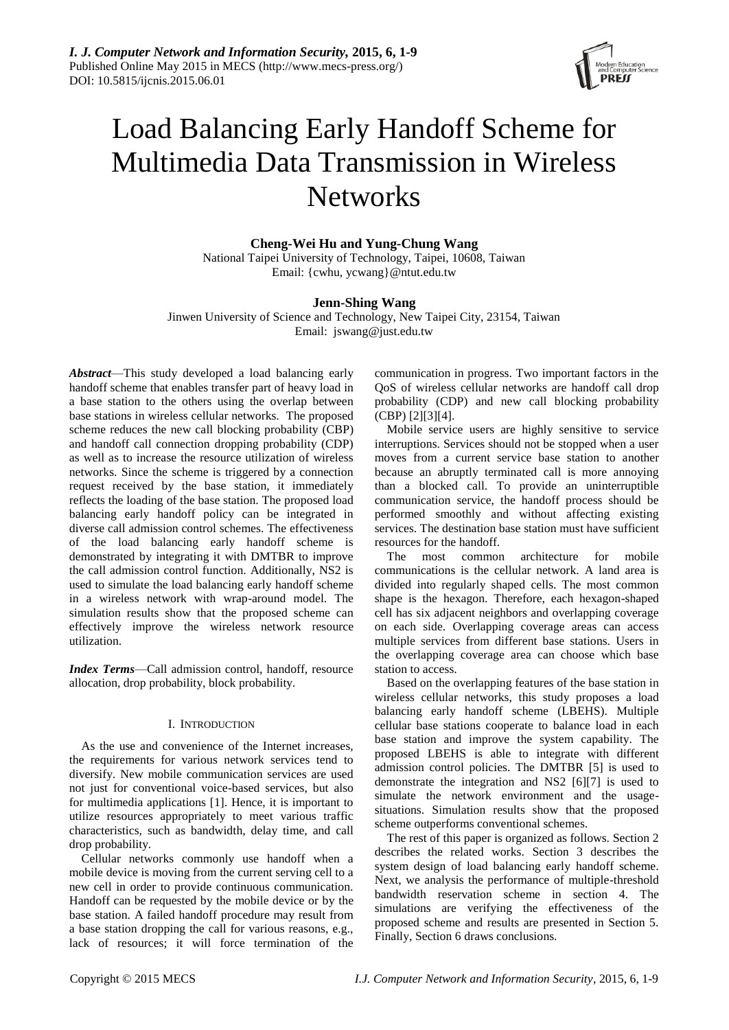# Load Balancing Early Handoff Scheme for Multimedia Data Transmission in Wireless Networks

**Cheng-Wei Hu and Yung-Chung Wang**
National Taipei University of Technology, Taipei, 10608, Taiwan
Email: {cwhu, ycwang}@ntut.edu.tw

**Jenn-Shing Wang**
Jinwen University of Science and Technology, New Taipei City, 23154, Taiwan
Email: jswang@just.edu.tw

***Abstract***—This study developed a load balancing early handoff scheme that enables transfer part of heavy load in a base station to the others using the overlap between base stations in wireless cellular networks. The proposed scheme reduces the new call blocking probability (CBP) and handoff call connection dropping probability (CDP) as well as to increase the resource utilization of wireless networks. Since the scheme is triggered by a connection request received by the base station, it immediately reflects the loading of the base station. The proposed load balancing early handoff policy can be integrated in diverse call admission control schemes. The effectiveness of the load balancing early handoff scheme is demonstrated by integrating it with DMTBR to improve the call admission control function. Additionally, NS2 is used to simulate the load balancing early handoff scheme in a wireless network with wrap-around model. The simulation results show that the proposed scheme can effectively improve the wireless network resource utilization.

***Index Terms***—Call admission control, handoff, resource allocation, drop probability, block probability.

## I. Introduction

As the use and convenience of the Internet increases, the requirements for various network services tend to diversify. New mobile communication services are used not just for conventional voice-based services, but also for multimedia applications [1]. Hence, it is important to utilize resources appropriately to meet various traffic characteristics, such as bandwidth, delay time, and call drop probability.

Cellular networks commonly use handoff when a mobile device is moving from the current serving cell to a new cell in order to provide continuous communication. Handoff can be requested by the mobile device or by the base station. A failed handoff procedure may result from a base station dropping the call for various reasons, e.g., lack of resources; it will force termination of the communication in progress. Two important factors in the QoS of wireless cellular networks are handoff call drop probability (CDP) and new call blocking probability (CBP) [2][3][4].

Mobile service users are highly sensitive to service interruptions. Services should not be stopped when a user moves from a current service base station to another because an abruptly terminated call is more annoying than a blocked call. To provide an uninterruptible communication service, the handoff process should be performed smoothly and without affecting existing services. The destination base station must have sufficient resources for the handoff.

The most common architecture for mobile communications is the cellular network. A land area is divided into regularly shaped cells. The most common shape is the hexagon. Therefore, each hexagon-shaped cell has six adjacent neighbors and overlapping coverage on each side. Overlapping coverage areas can access multiple services from different base stations. Users in the overlapping coverage area can choose which base station to access.

Based on the overlapping features of the base station in wireless cellular networks, this study proposes a load balancing early handoff scheme (LBEHS). Multiple cellular base stations cooperate to balance load in each base station and improve the system capability. The proposed LBEHS is able to integrate with different admission control policies. The DMTBR [5] is used to demonstrate the integration and NS2 [6][7] is used to simulate the network environment and the usage-situations. Simulation results show that the proposed scheme outperforms conventional schemes.

The rest of this paper is organized as follows. Section 2 describes the related works. Section 3 describes the system design of load balancing early handoff scheme. Next, we analysis the performance of multiple-threshold bandwidth reservation scheme in section 4. The simulations are verifying the effectiveness of the proposed scheme and results are presented in Section 5. Finally, Section 6 draws conclusions.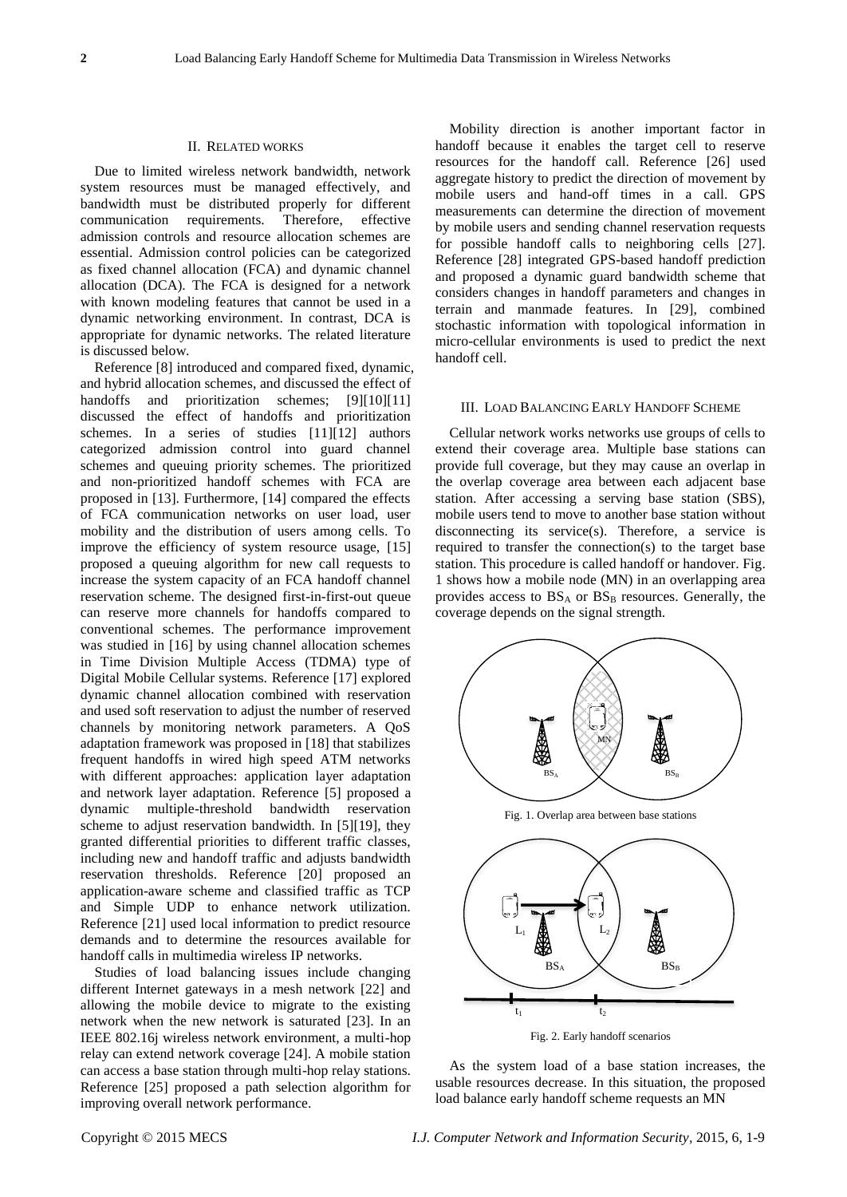## II. Related Works

Due to limited wireless network bandwidth, network system resources must be managed effectively, and bandwidth must be distributed properly for different communication requirements. Therefore, effective admission controls and resource allocation schemes are essential. Admission control policies can be categorized as fixed channel allocation (FCA) and dynamic channel allocation (DCA). The FCA is designed for a network with known modeling features that cannot be used in a dynamic networking environment. In contrast, DCA is appropriate for dynamic networks. The related literature is discussed below.

Reference [8] introduced and compared fixed, dynamic, and hybrid allocation schemes, and discussed the effect of handoffs and prioritization schemes; [9][10][11] discussed the effect of handoffs and prioritization schemes. In a series of studies [11][12] authors categorized admission control into guard channel schemes and queuing priority schemes. The prioritized and non-prioritized handoff schemes with FCA are proposed in [13]. Furthermore, [14] compared the effects of FCA communication networks on user load, user mobility and the distribution of users among cells. To improve the efficiency of system resource usage, [15] proposed a queuing algorithm for new call requests to increase the system capacity of an FCA handoff channel reservation scheme. The designed first-in-first-out queue can reserve more channels for handoffs compared to conventional schemes. The performance improvement was studied in [16] by using channel allocation schemes in Time Division Multiple Access (TDMA) type of Digital Mobile Cellular systems. Reference [17] explored dynamic channel allocation combined with reservation and used soft reservation to adjust the number of reserved channels by monitoring network parameters. A QoS adaptation framework was proposed in [18] that stabilizes frequent handoffs in wired high speed ATM networks with different approaches: application layer adaptation and network layer adaptation. Reference [5] proposed a dynamic multiple-threshold bandwidth reservation scheme to adjust reservation bandwidth. In [5][19], they granted differential priorities to different traffic classes, including new and handoff traffic and adjusts bandwidth reservation thresholds. Reference [20] proposed an application-aware scheme and classified traffic as TCP and Simple UDP to enhance network utilization. Reference [21] used local information to predict resource demands and to determine the resources available for handoff calls in multimedia wireless IP networks.

Studies of load balancing issues include changing different Internet gateways in a mesh network [22] and allowing the mobile device to migrate to the existing network when the new network is saturated [23]. In an IEEE 802.16j wireless network environment, a multi-hop relay can extend network coverage [24]. A mobile station can access a base station through multi-hop relay stations. Reference [25] proposed a path selection algorithm for improving overall network performance.

Mobility direction is another important factor in handoff because it enables the target cell to reserve resources for the handoff call. Reference [26] used aggregate history to predict the direction of movement by mobile users and hand-off times in a call. GPS measurements can determine the direction of movement by mobile users and sending channel reservation requests for possible handoff calls to neighboring cells [27]. Reference [28] integrated GPS-based handoff prediction and proposed a dynamic guard bandwidth scheme that considers changes in handoff parameters and changes in terrain and manmade features. In [29], combined stochastic information with topological information in micro-cellular environments is used to predict the next handoff cell.

## III. Load Balancing Early Handoff Scheme

Cellular network works networks use groups of cells to extend their coverage area. Multiple base stations can provide full coverage, but they may cause an overlap in the overlap coverage area between each adjacent base station. After accessing a serving base station (SBS), mobile users tend to move to another base station without disconnecting its service(s). Therefore, a service is required to transfer the connection(s) to the target base station. This procedure is called handoff or handover. Fig. 1 shows how a mobile node (MN) in an overlapping area provides access to $BS_A$ or $BS_B$ resources. Generally, the coverage depends on the signal strength.

Fig. 1. Overlap area between base stations

Fig. 2. Early handoff scenarios

As the system load of a base station increases, the usable resources decrease. In this situation, the proposed load balance early handoff scheme requests an MN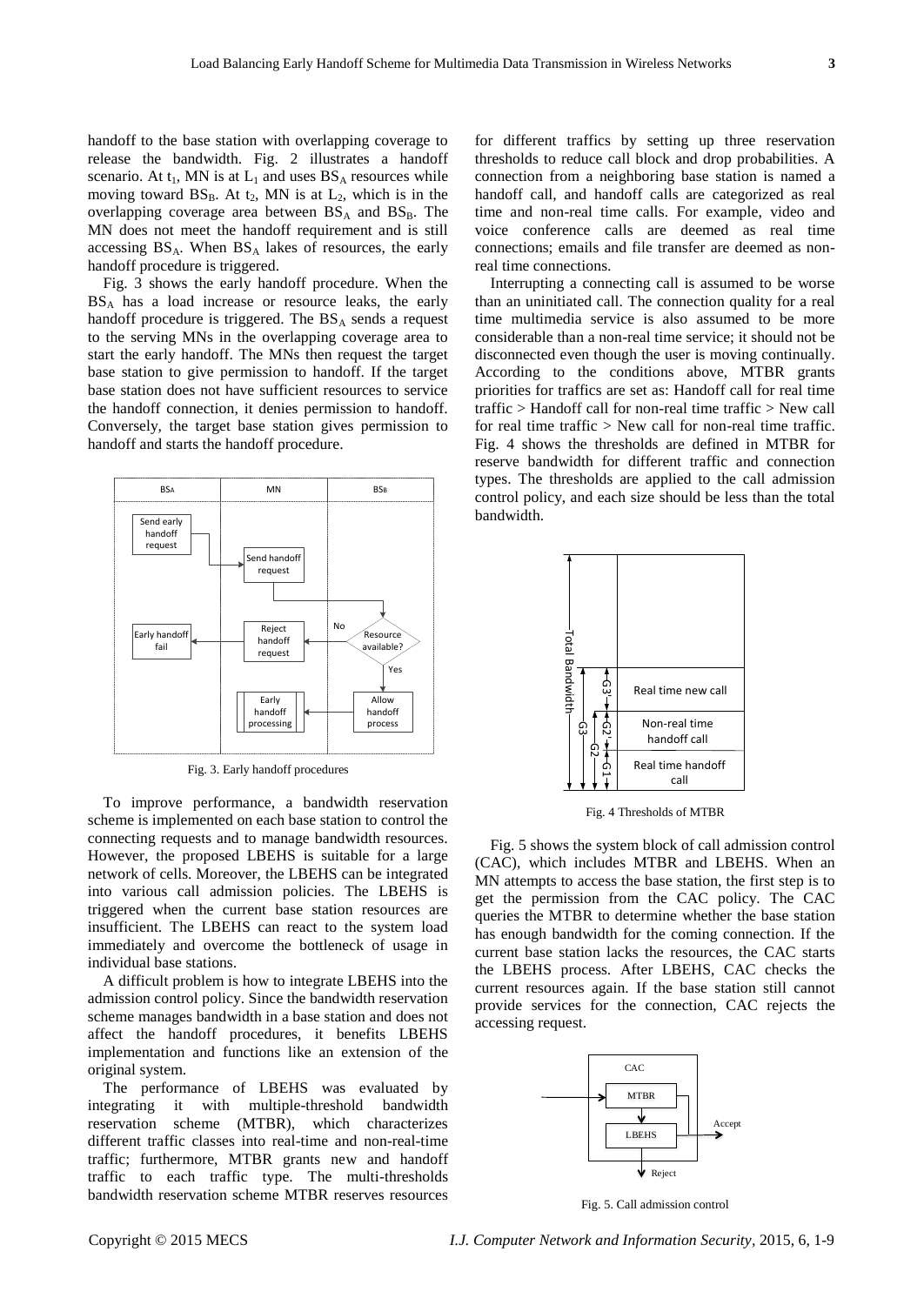handoff to the base station with overlapping coverage to release the bandwidth. Fig. 2 illustrates a handoff scenario. At $t_1$, MN is at $L_1$ and uses $BS_A$ resources while moving toward $BS_B$. At $t_2$, MN is at $L_2$, which is in the overlapping coverage area between $BS_A$ and $BS_B$. The MN does not meet the handoff requirement and is still accessing $BS_A$. When $BS_A$ lakes of resources, the early handoff procedure is triggered.

Fig. 3 shows the early handoff procedure. When the $BS_A$ has a load increase or resource leaks, the early handoff procedure is triggered. The $BS_A$ sends a request to the serving MNs in the overlapping coverage area to start the early handoff. The MNs then request the target base station to give permission to handoff. If the target base station does not have sufficient resources to service the handoff connection, it denies permission to handoff. Conversely, the target base station gives permission to handoff and starts the handoff procedure.

Fig. 3. Early handoff procedures

To improve performance, a bandwidth reservation scheme is implemented on each base station to control the connecting requests and to manage bandwidth resources. However, the proposed LBEHS is suitable for a large network of cells. Moreover, the LBEHS can be integrated into various call admission policies. The LBEHS is triggered when the current base station resources are insufficient. The LBEHS can react to the system load immediately and overcome the bottleneck of usage in individual base stations.

A difficult problem is how to integrate LBEHS into the admission control policy. Since the bandwidth reservation scheme manages bandwidth in a base station and does not affect the handoff procedures, it benefits LBEHS implementation and functions like an extension of the original system.

The performance of LBEHS was evaluated by integrating it with multiple-threshold bandwidth reservation scheme (MTBR), which characterizes different traffic classes into real-time and non-real-time traffic; furthermore, MTBR grants new and handoff traffic to each traffic type. The multi-thresholds bandwidth reservation scheme MTBR reserves resources for different traffics by setting up three reservation thresholds to reduce call block and drop probabilities. A connection from a neighboring base station is named a handoff call, and handoff calls are categorized as real time and non-real time calls. For example, video and voice conference calls are deemed as real time connections; emails and file transfer are deemed as non-real time connections.

Interrupting a connecting call is assumed to be worse than an uninitiated call. The connection quality for a real time multimedia service is also assumed to be more considerable than a non-real time service; it should not be disconnected even though the user is moving continually. According to the conditions above, MTBR grants priorities for traffics are set as: Handoff call for real time traffic > Handoff call for non-real time traffic > New call for real time traffic > New call for non-real time traffic. Fig. 4 shows the thresholds are defined in MTBR for reserve bandwidth for different traffic and connection types. The thresholds are applied to the call admission control policy, and each size should be less than the total bandwidth.

Fig. 4 Thresholds of MTBR

Fig. 5 shows the system block of call admission control (CAC), which includes MTBR and LBEHS. When an MN attempts to access the base station, the first step is to get the permission from the CAC policy. The CAC queries the MTBR to determine whether the base station has enough bandwidth for the coming connection. If the current base station lacks the resources, the CAC starts the LBEHS process. After LBEHS, CAC checks the current resources again. If the base station still cannot provide services for the connection, CAC rejects the accessing request.

Fig. 5. Call admission control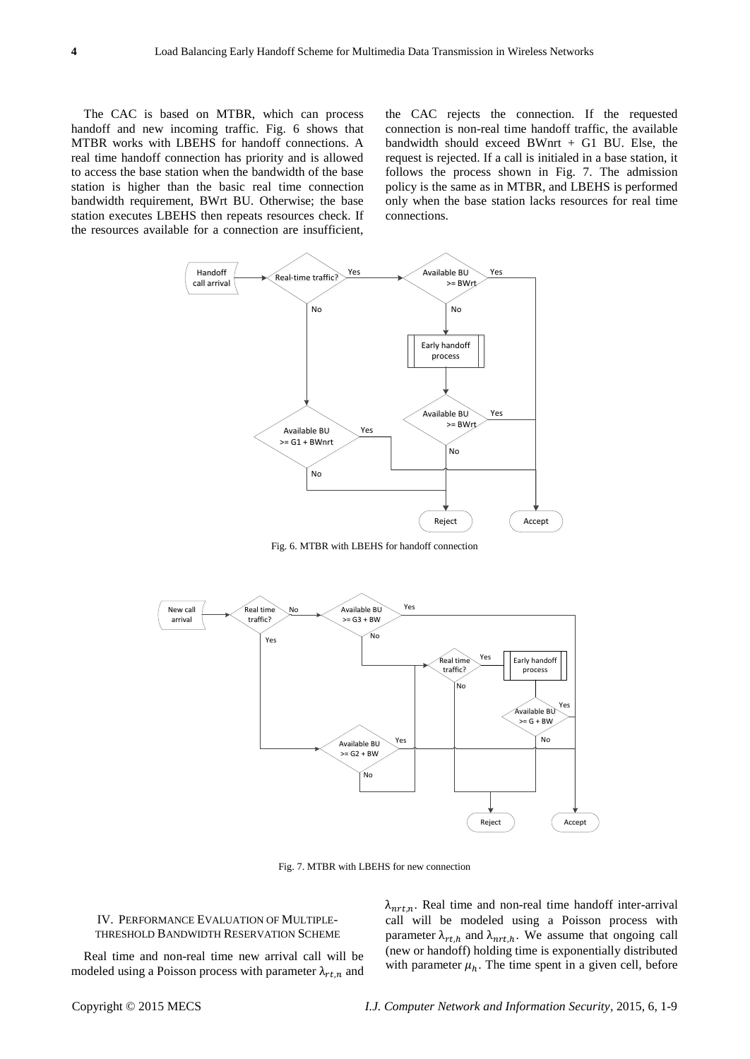The CAC is based on MTBR, which can process handoff and new incoming traffic. Fig. 6 shows that MTBR works with LBEHS for handoff connections. A real time handoff connection has priority and is allowed to access the base station when the bandwidth of the base station is higher than the basic real time connection bandwidth requirement, BWrt BU. Otherwise; the base station executes LBEHS then repeats resources check. If the resources available for a connection are insufficient, the CAC rejects the connection. If the requested connection is non-real time handoff traffic, the available bandwidth should exceed BWnrt + G1 BU. Else, the request is rejected. If a call is initialed in a base station, it follows the process shown in Fig. 7. The admission policy is the same as in MTBR, and LBEHS is performed only when the base station lacks resources for real time connections.

Fig. 6. MTBR with LBEHS for handoff connection

Fig. 7. MTBR with LBEHS for new connection

## IV. Performance Evaluation of Multiple-Threshold Bandwidth Reservation Scheme

Real time and non-real time new arrival call will be modeled using a Poisson process with parameter $\lambda_{rt,n}$ and $\lambda_{nrt,n}$. Real time and non-real time handoff inter-arrival call will be modeled using a Poisson process with parameter $\lambda_{rt,h}$ and $\lambda_{nrt,h}$. We assume that ongoing call (new or handoff) holding time is exponentially distributed with parameter $\mu_h$. The time spent in a given cell, before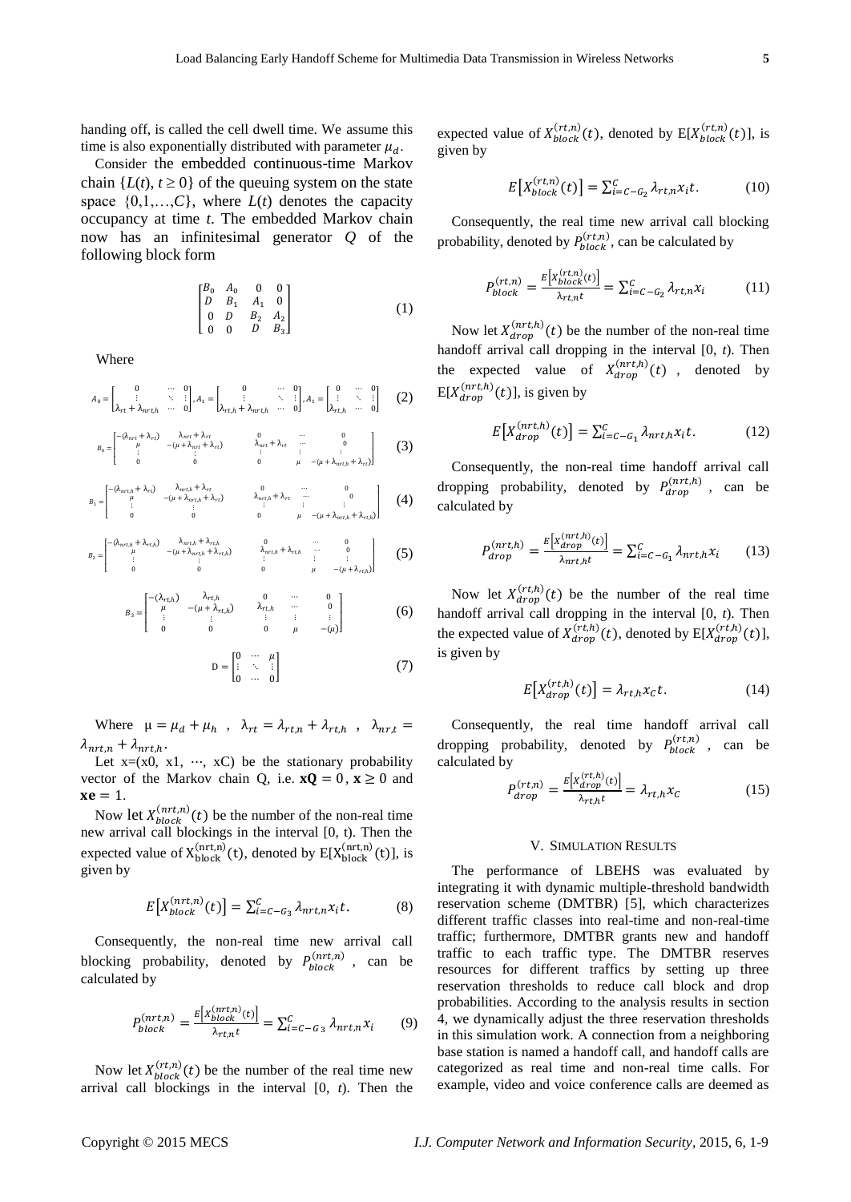handing off, is called the cell dwell time. We assume this time is also exponentially distributed with parameter $\mu_d$.

Consider the embedded continuous-time Markov chain $\{L(t), t \geq 0\}$ of the queuing system on the state space $\{0,1,\ldots,C\}$, where $L(t)$ denotes the capacity occupancy at time $t$. The embedded Markov chain now has an infinitesimal generator $Q$ of the following block form

$$\begin{bmatrix} B_0 & A_0 & 0 & 0 \\ D & B_1 & A_1 & 0 \\ 0 & D & B_2 & A_2 \\ 0 & 0 & D & B_3 \end{bmatrix} \tag{1}$$

Where

$$A_0 = \begin{bmatrix} 0 & \cdots & 0 \\ \vdots & \ddots & \vdots \\ \lambda_{rt} + \lambda_{nrt,h} & \cdots & 0 \end{bmatrix}, A_1 = \begin{bmatrix} 0 & \cdots & 0 \\ \vdots & \ddots & \vdots \\ \lambda_{rt,h} + \lambda_{nrt,h} & \cdots & 0 \end{bmatrix}, A_1 = \begin{bmatrix} 0 & \cdots & 0 \\ \vdots & \ddots & \vdots \\ \lambda_{rt,h} & \cdots & 0 \end{bmatrix} \tag{2}$$

$$B_0 = \begin{bmatrix} -(\lambda_{nrt} + \lambda_{rt}) & \lambda_{nrt} + \lambda_{rt} & 0 & \cdots & 0 \\ \mu & -(\mu + \lambda_{nrt} + \lambda_{rt}) & \lambda_{nrt} + \lambda_{rt} & \cdots & 0 \\ \vdots & \vdots & \vdots & \vdots & \vdots \\ 0 & 0 & 0 & \mu & -(\mu + \lambda_{nrt,h} + \lambda_{rt}) \end{bmatrix} \tag{3}$$

$$B_1 = \begin{bmatrix} -(\lambda_{nrt,h} + \lambda_{rt}) & \lambda_{nrt,h} + \lambda_{rt} & 0 & \cdots & 0 \\ \mu & -(\mu + \lambda_{nrt,h} + \lambda_{rt}) & \lambda_{nrt,h} + \lambda_{rt} & \cdots & 0 \\ \vdots & \vdots & \vdots & \vdots & \vdots \\ 0 & 0 & 0 & \mu & -(\mu + \lambda_{nrt,h} + \lambda_{rt,h}) \end{bmatrix} \tag{4}$$

$$B_2 = \begin{bmatrix} -(\lambda_{nrt,h} + \lambda_{rt,h}) & \lambda_{nrt,h} + \lambda_{rt,h} & 0 & \cdots & 0 \\ \mu & -(\mu + \lambda_{nrt,h} + \lambda_{rt,h}) & \lambda_{nrt,h} + \lambda_{rt,h} & \cdots & 0 \\ \vdots & \vdots & \vdots & \vdots & \vdots \\ 0 & 0 & 0 & \mu & -(\mu + \lambda_{rt,h}) \end{bmatrix} \tag{5}$$

$$B_3 = \begin{bmatrix} -(\lambda_{rt,h}) & \lambda_{rt,h} & 0 & \cdots & 0 \\ \mu & -(\mu + \lambda_{rt,h}) & \lambda_{rt,h} & \cdots & 0 \\ \vdots & \vdots & \vdots & \vdots & \vdots \\ 0 & 0 & 0 & \mu & -(\mu) \end{bmatrix} \tag{6}$$

$$D = \begin{bmatrix} 0 & \cdots & \mu \\ \vdots & \ddots & \vdots \\ 0 & \cdots & 0 \end{bmatrix} \tag{7}$$

Where $\mu = \mu_d + \mu_h$, $\lambda_{rt} = \lambda_{rt,n} + \lambda_{rt,h}$, $\lambda_{nr,t} = \lambda_{nrt,n} + \lambda_{nrt,h}$.

Let x=(x0, x1, ⋯, xC) be the stationary probability vector of the Markov chain Q, i.e. $\mathbf{xQ} = 0$, $\mathbf{x} \geq 0$ and $\mathbf{xe} = 1$.

Now let $X_{block}^{(nrt,n)}(t)$ be the number of the non-real time new arrival call blockings in the interval [0, t). Then the expected value of $X_{block}^{(nrt,n)}(t)$, denoted by $E[X_{block}^{(nrt,n)}(t)]$, is given by

$$E\left[X_{block}^{(nrt,n)}(t)\right] = \sum_{i=C-G_3}^{C} \lambda_{nrt,n} x_i t. \tag{8}$$

Consequently, the non-real time new arrival call blocking probability, denoted by $P_{block}^{(nrt,n)}$, can be calculated by

$$P_{block}^{(nrt,n)} = \frac{E\left[X_{block}^{(nrt,n)}(t)\right]}{\lambda_{rt,n} t} = \sum_{i=C-G_3}^{C} \lambda_{nrt,n} x_i \tag{9}$$

Now let $X_{block}^{(rt,n)}(t)$ be the number of the real time new arrival call blockings in the interval [0, $t$). Then the expected value of $X_{block}^{(rt,n)}(t)$, denoted by $E[X_{block}^{(rt,n)}(t)]$, is given by

$$E\left[X_{block}^{(rt,n)}(t)\right] = \sum_{i=C-G_2}^{C} \lambda_{rt,n} x_i t. \tag{10}$$

Consequently, the real time new arrival call blocking probability, denoted by $P_{block}^{(rt,n)}$, can be calculated by

$$P_{block}^{(rt,n)} = \frac{E\left[X_{block}^{(rt,n)}(t)\right]}{\lambda_{rt,n} t} = \sum_{i=C-G_2}^{C} \lambda_{rt,n} x_i \tag{11}$$

Now let $X_{drop}^{(nrt,h)}(t)$ be the number of the non-real time handoff arrival call dropping in the interval [0, $t$). Then the expected value of $X_{drop}^{(nrt,h)}(t)$, denoted by $E[X_{drop}^{(nrt,h)}(t)]$, is given by

$$E\left[X_{drop}^{(nrt,h)}(t)\right] = \sum_{i=C-G_1}^{C} \lambda_{nrt,h} x_i t. \tag{12}$$

Consequently, the non-real time handoff arrival call dropping probability, denoted by $P_{drop}^{(nrt,h)}$, can be calculated by

$$P_{drop}^{(nrt,h)} = \frac{E\left[X_{drop}^{(nrt,h)}(t)\right]}{\lambda_{nrt,h} t} = \sum_{i=C-G_1}^{C} \lambda_{nrt,h} x_i \tag{13}$$

Now let $X_{drop}^{(rt,h)}(t)$ be the number of the real time handoff arrival call dropping in the interval [0, $t$). Then the expected value of $X_{drop}^{(rt,h)}(t)$, denoted by $E[X_{drop}^{(rt,h)}(t)]$, is given by

$$E\left[X_{drop}^{(rt,h)}(t)\right] = \lambda_{rt,h} x_C t. \tag{14}$$

Consequently, the real time handoff arrival call dropping probability, denoted by $P_{block}^{(rt,n)}$, can be calculated by

$$P_{drop}^{(rt,n)} = \frac{E\left[X_{drop}^{(rt,h)}(t)\right]}{\lambda_{rt,h} t} = \lambda_{rt,n} x_C \tag{15}$$

## V. Simulation Results

The performance of LBEHS was evaluated by integrating it with dynamic multiple-threshold bandwidth reservation scheme (DMTBR) [5], which characterizes different traffic classes into real-time and non-real-time traffic; furthermore, DMTBR grants new and handoff traffic to each traffic type. The DMTBR reserves resources for different traffics by setting up three reservation thresholds to reduce call block and drop probabilities. According to the analysis results in section 4, we dynamically adjust the three reservation thresholds in this simulation work. A connection from a neighboring base station is named a handoff call, and handoff calls are categorized as real time and non-real time calls. For example, video and voice conference calls are deemed as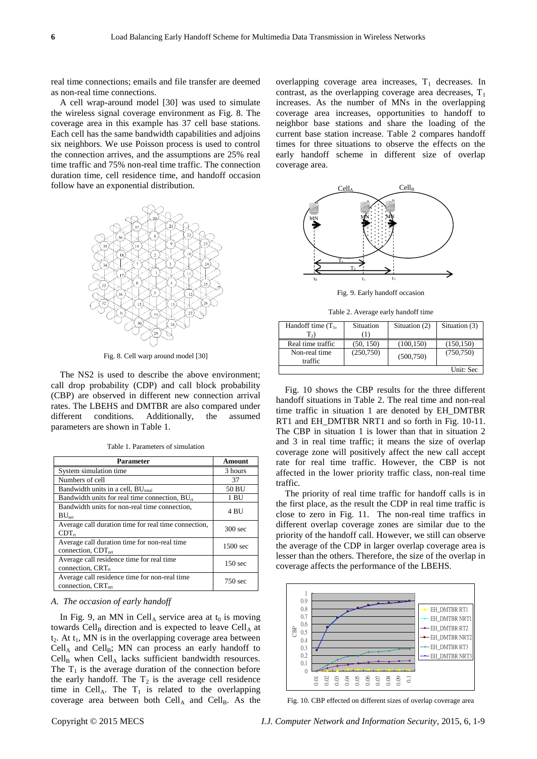real time connections; emails and file transfer are deemed as non-real time connections.

A cell wrap-around model [30] was used to simulate the wireless signal coverage environment as Fig. 8. The coverage area in this example has 37 cell base stations. Each cell has the same bandwidth capabilities and adjoins six neighbors. We use Poisson process is used to control the connection arrives, and the assumptions are 25% real time traffic and 75% non-real time traffic. The connection duration time, cell residence time, and handoff occasion follow have an exponential distribution.

Fig. 8. Cell warp around model [30]

The NS2 is used to describe the above environment; call drop probability (CDP) and call block probability (CBP) are observed in different new connection arrival rates. The LBEHS and DMTBR are also compared under different conditions. Additionally, the assumed parameters are shown in Table 1.

Table 1. Parameters of simulation

| Parameter | Amount |
|---|---|
| System simulation time | 3 hours |
| Numbers of cell | 37 |
| Bandwidth units in a cell, $BU_{total}$ | 50 BU |
| Bandwidth units for real time connection, $BU_{rt}$ | 1 BU |
| Bandwidth units for non-real time connection, $BU_{nrt}$ | 4 BU |
| Average call duration time for real time connection, $CDT_{rt}$ | 300 sec |
| Average call duration time for non-real time connection, $CDT_{nrt}$ | 1500 sec |
| Average call residence time for real time connection, $CRT_{rt}$ | 150 sec |
| Average call residence time for non-real time connection, $CRT_{nrt}$ | 750 sec |

### *A. The occasion of early handoff*

In Fig. 9, an MN in $Cell_A$ service area at $t_0$ is moving towards $Cell_B$ direction and is expected to leave $Cell_A$ at $t_2$. At $t_1$, MN is in the overlapping coverage area between $Cell_A$ and $Cell_B$; MN can process an early handoff to $Cell_B$ when $Cell_A$ lacks sufficient bandwidth resources. The $T_1$ is the average duration of the connection before the early handoff. The $T_2$ is the average cell residence time in $Cell_A$. The $T_1$ is related to the overlapping coverage area between both $Cell_A$ and $Cell_B$. As the overlapping coverage area increases, $T_1$ decreases. In contrast, as the overlapping coverage area decreases, $T_1$ increases. As the number of MNs in the overlapping coverage area increases, opportunities to handoff to neighbor base stations and share the loading of the current base station increase. Table 2 compares handoff times for three situations to observe the effects on the early handoff scheme in different size of overlap coverage area.

Fig. 9. Early handoff occasion

Table 2. Average early handoff time

| Handoff time ($T_1$, $T_2$) | Situation (1) | Situation (2) | Situation (3) |
|---|---|---|---|
| Real time traffic | (50, 150) | (100,150) | (150,150) |
| Non-real time traffic | (250,750) | (500,750) | (750,750) |
| | | | Unit: Sec |

Fig. 10 shows the CBP results for the three different handoff situations in Table 2. The real time and non-real time traffic in situation 1 are denoted by EH_DMTBR RT1 and EH_DMTBR NRT1 and so forth in Fig. 10-11. The CBP in situation 1 is lower than that in situation 2 and 3 in real time traffic; it means the size of overlap coverage zone will positively affect the new call accept rate for real time traffic. However, the CBP is not affected in the lower priority traffic class, non-real time traffic.

The priority of real time traffic for handoff calls is in the first place, as the result the CDP in real time traffic is close to zero in Fig. 11. The non-real time traffics in different overlap coverage zones are similar due to the priority of the handoff call. However, we still can observe the average of the CDP in larger overlap coverage area is lesser than the others. Therefore, the size of the overlap in coverage affects the performance of the LBEHS.

Fig. 10. CBP effected on different sizes of overlap coverage area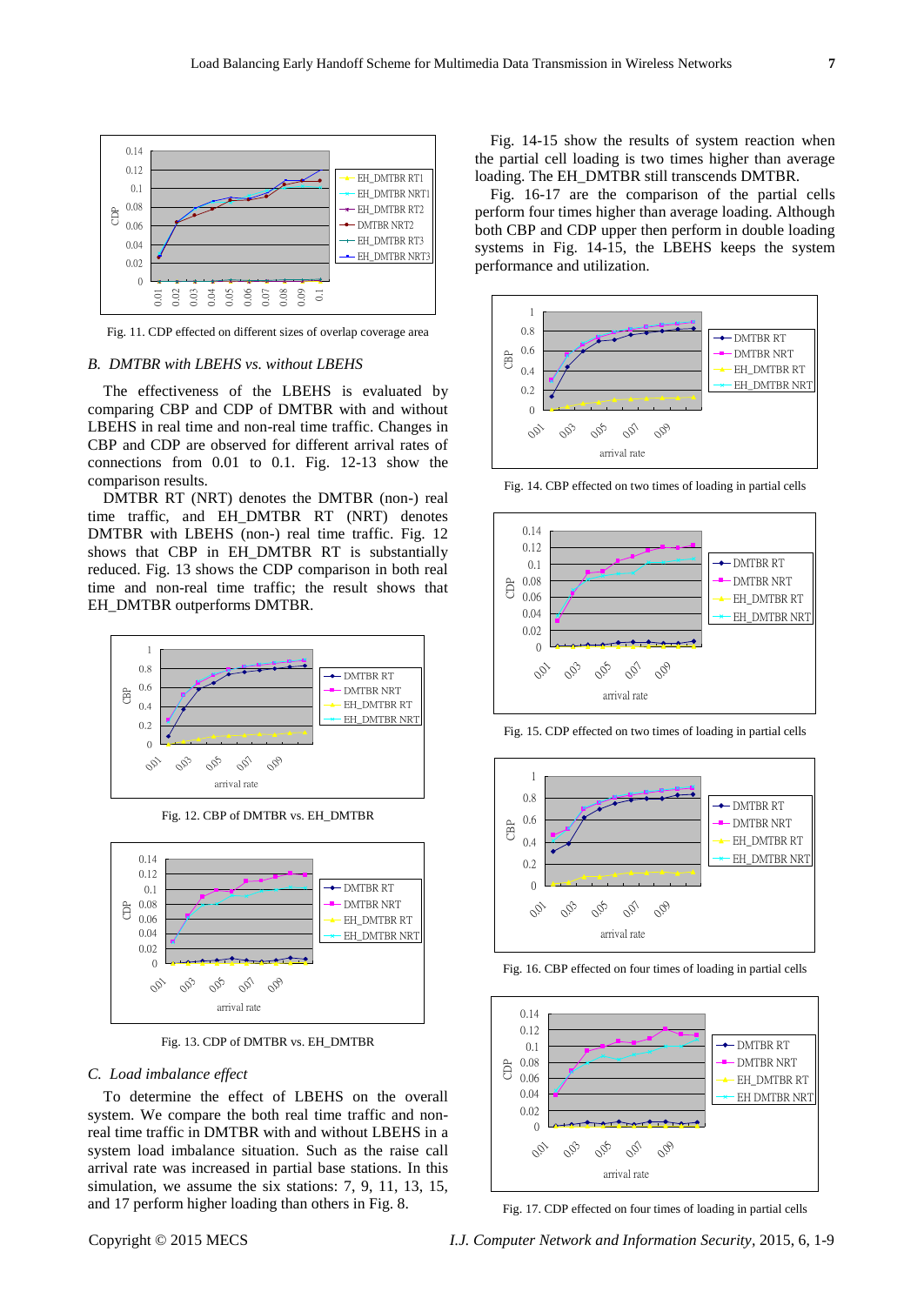Fig. 11. CDP effected on different sizes of overlap coverage area

### B. DMTBR with LBEHS vs. without LBEHS

The effectiveness of the LBEHS is evaluated by comparing CBP and CDP of DMTBR with and without LBEHS in real time and non-real time traffic. Changes in CBP and CDP are observed for different arrival rates of connections from 0.01 to 0.1. Fig. 12-13 show the comparison results.

DMTBR RT (NRT) denotes the DMTBR (non-) real time traffic, and EH_DMTBR RT (NRT) denotes DMTBR with LBEHS (non-) real time traffic. Fig. 12 shows that CBP in EH_DMTBR RT is substantially reduced. Fig. 13 shows the CDP comparison in both real time and non-real time traffic; the result shows that EH_DMTBR outperforms DMTBR.

Fig. 12. CBP of DMTBR vs. EH_DMTBR

Fig. 13. CDP of DMTBR vs. EH_DMTBR

### C. Load imbalance effect

To determine the effect of LBEHS on the overall system. We compare the both real time traffic and non-real time traffic in DMTBR with and without LBEHS in a system load imbalance situation. Such as the raise call arrival rate was increased in partial base stations. In this simulation, we assume the six stations: 7, 9, 11, 13, 15, and 17 perform higher loading than others in Fig. 8.

Fig. 14-15 show the results of system reaction when the partial cell loading is two times higher than average loading. The EH_DMTBR still transcends DMTBR.

Fig. 16-17 are the comparison of the partial cells perform four times higher than average loading. Although both CBP and CDP upper then perform in double loading systems in Fig. 14-15, the LBEHS keeps the system performance and utilization.

Fig. 14. CBP effected on two times of loading in partial cells

Fig. 15. CDP effected on two times of loading in partial cells

Fig. 16. CBP effected on four times of loading in partial cells

Fig. 17. CDP effected on four times of loading in partial cells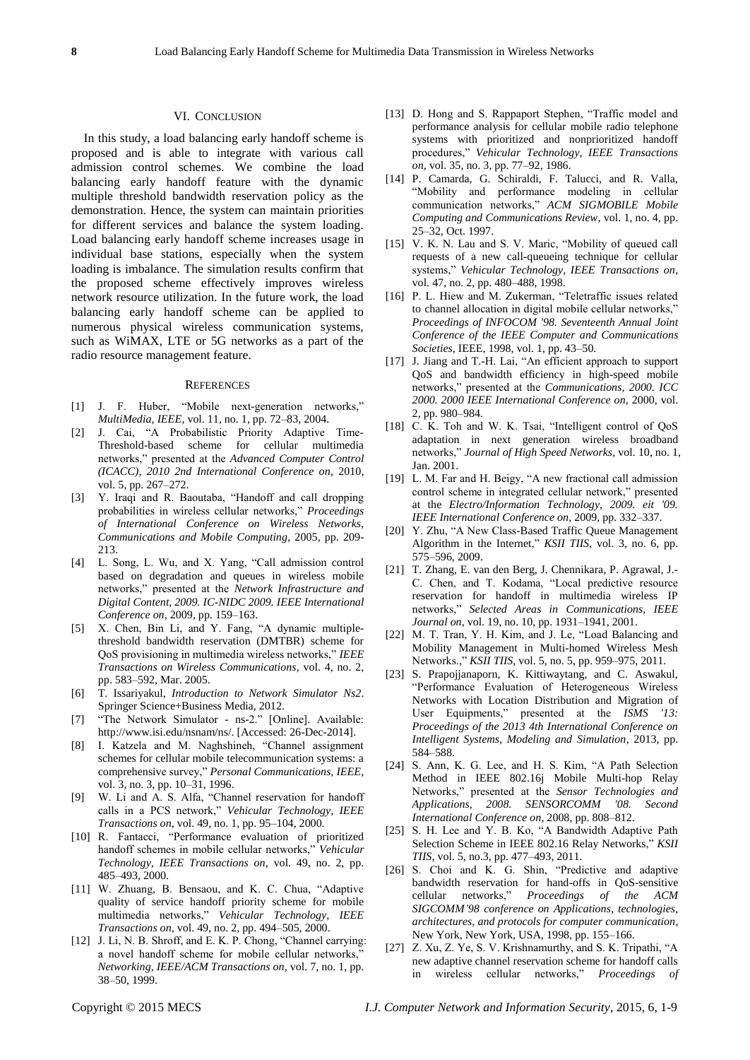## VI. Conclusion

In this study, a load balancing early handoff scheme is proposed and is able to integrate with various call admission control schemes. We combine the load balancing early handoff feature with the dynamic multiple threshold bandwidth reservation policy as the demonstration. Hence, the system can maintain priorities for different services and balance the system loading. Load balancing early handoff scheme increases usage in individual base stations, especially when the system loading is imbalance. The simulation results confirm that the proposed scheme effectively improves wireless network resource utilization. In the future work, the load balancing early handoff scheme can be applied to numerous physical wireless communication systems, such as WiMAX, LTE or 5G networks as a part of the radio resource management feature.

## References

[1] J. F. Huber, "Mobile next-generation networks," *MultiMedia, IEEE*, vol. 11, no. 1, pp. 72–83, 2004.

[2] J. Cai, "A Probabilistic Priority Adaptive Time-Threshold-based scheme for cellular multimedia networks," presented at the *Advanced Computer Control (ICACC), 2010 2nd International Conference on*, 2010, vol. 5, pp. 267–272.

[3] Y. Iraqi and R. Baoutaba, "Handoff and call dropping probabilities in wireless cellular networks," *Proceedings of International Conference on Wireless Networks, Communications and Mobile Computing*, 2005, pp. 209-213.

[4] L. Song, L. Wu, and X. Yang, "Call admission control based on degradation and queues in wireless mobile networks," presented at the *Network Infrastructure and Digital Content, 2009. IC-NIDC 2009. IEEE International Conference on*, 2009, pp. 159–163.

[5] X. Chen, Bin Li, and Y. Fang, "A dynamic multiple-threshold bandwidth reservation (DMTBR) scheme for QoS provisioning in multimedia wireless networks," *IEEE Transactions on Wireless Communications*, vol. 4, no. 2, pp. 583–592, Mar. 2005.

[6] T. Issariyakul, *Introduction to Network Simulator Ns2*. Springer Science+Business Media, 2012.

[7] "The Network Simulator - ns-2." [Online]. Available: http://www.isi.edu/nsnam/ns/. [Accessed: 26-Dec-2014].

[8] I. Katzela and M. Naghshineh, "Channel assignment schemes for cellular mobile telecommunication systems: a comprehensive survey," *Personal Communications, IEEE*, vol. 3, no. 3, pp. 10–31, 1996.

[9] W. Li and A. S. Alfa, "Channel reservation for handoff calls in a PCS network," *Vehicular Technology, IEEE Transactions on*, vol. 49, no. 1, pp. 95–104, 2000.

[10] R. Fantacci, "Performance evaluation of prioritized handoff schemes in mobile cellular networks," *Vehicular Technology, IEEE Transactions on*, vol. 49, no. 2, pp. 485–493, 2000.

[11] W. Zhuang, B. Bensaou, and K. C. Chua, "Adaptive quality of service handoff priority scheme for mobile multimedia networks," *Vehicular Technology, IEEE Transactions on*, vol. 49, no. 2, pp. 494–505, 2000.

[12] J. Li, N. B. Shroff, and E. K. P. Chong, "Channel carrying: a novel handoff scheme for mobile cellular networks," *Networking, IEEE/ACM Transactions on*, vol. 7, no. 1, pp. 38–50, 1999.

[13] D. Hong and S. Rappaport Stephen, "Traffic model and performance analysis for cellular mobile radio telephone systems with prioritized and nonprioritized handoff procedures," *Vehicular Technology, IEEE Transactions on*, vol. 35, no. 3, pp. 77–92, 1986.

[14] P. Camarda, G. Schiraldi, F. Talucci, and R. Valla, "Mobility and performance modeling in cellular communication networks," *ACM SIGMOBILE Mobile Computing and Communications Review*, vol. 1, no. 4, pp. 25–32, Oct. 1997.

[15] V. K. N. Lau and S. V. Maric, "Mobility of queued call requests of a new call-queueing technique for cellular systems," *Vehicular Technology, IEEE Transactions on*, vol. 47, no. 2, pp. 480–488, 1998.

[16] P. L. Hiew and M. Zukerman, "Teletraffic issues related to channel allocation in digital mobile cellular networks," *Proceedings of INFOCOM '98. Seventeenth Annual Joint Conference of the IEEE Computer and Communications Societies*, IEEE, 1998, vol. 1, pp. 43–50.

[17] J. Jiang and T.-H. Lai, "An efficient approach to support QoS and bandwidth efficiency in high-speed mobile networks," presented at the *Communications, 2000. ICC 2000. 2000 IEEE International Conference on*, 2000, vol. 2, pp. 980–984.

[18] C. K. Toh and W. K. Tsai, "Intelligent control of QoS adaptation in next generation wireless broadband networks," *Journal of High Speed Networks*, vol. 10, no. 1, Jan. 2001.

[19] L. M. Far and H. Beigy, "A new fractional call admission control scheme in integrated cellular network," presented at the *Electro/Information Technology, 2009. eit '09. IEEE International Conference on*, 2009, pp. 332–337.

[20] Y. Zhu, "A New Class-Based Traffic Queue Management Algorithm in the Internet," *KSII TIIS*, vol. 3, no. 6, pp. 575–596, 2009.

[21] T. Zhang, E. van den Berg, J. Chennikara, P. Agrawal, J.-C. Chen, and T. Kodama, "Local predictive resource reservation for handoff in multimedia wireless IP networks," *Selected Areas in Communications, IEEE Journal on*, vol. 19, no. 10, pp. 1931–1941, 2001.

[22] M. T. Tran, Y. H. Kim, and J. Le, "Load Balancing and Mobility Management in Multi-homed Wireless Mesh Networks.," *KSII TIIS*, vol. 5, no. 5, pp. 959–975, 2011.

[23] S. Prapojjanaporn, K. Kittiwaytang, and C. Aswakul, "Performance Evaluation of Heterogeneous Wireless Networks with Location Distribution and Migration of User Equipments," presented at the *ISMS '13: Proceedings of the 2013 4th International Conference on Intelligent Systems, Modeling and Simulation*, 2013, pp. 584–588.

[24] S. Ann, K. G. Lee, and H. S. Kim, "A Path Selection Method in IEEE 802.16j Mobile Multi-hop Relay Networks," presented at the *Sensor Technologies and Applications, 2008. SENSORCOMM '08. Second International Conference on*, 2008, pp. 808–812.

[25] S. H. Lee and Y. B. Ko, "A Bandwidth Adaptive Path Selection Scheme in IEEE 802.16 Relay Networks," *KSII TIIS*, vol. 5, no.3, pp. 477–493, 2011.

[26] S. Choi and K. G. Shin, "Predictive and adaptive bandwidth reservation for hand-offs in QoS-sensitive cellular networks," *Proceedings of the ACM SIGCOMM'98 conference on Applications, technologies, architectures, and protocols for computer communication*, New York, New York, USA, 1998, pp. 155–166.

[27] Z. Xu, Z. Ye, S. V. Krishnamurthy, and S. K. Tripathi, "A new adaptive channel reservation scheme for handoff calls in wireless cellular networks," *Proceedings of*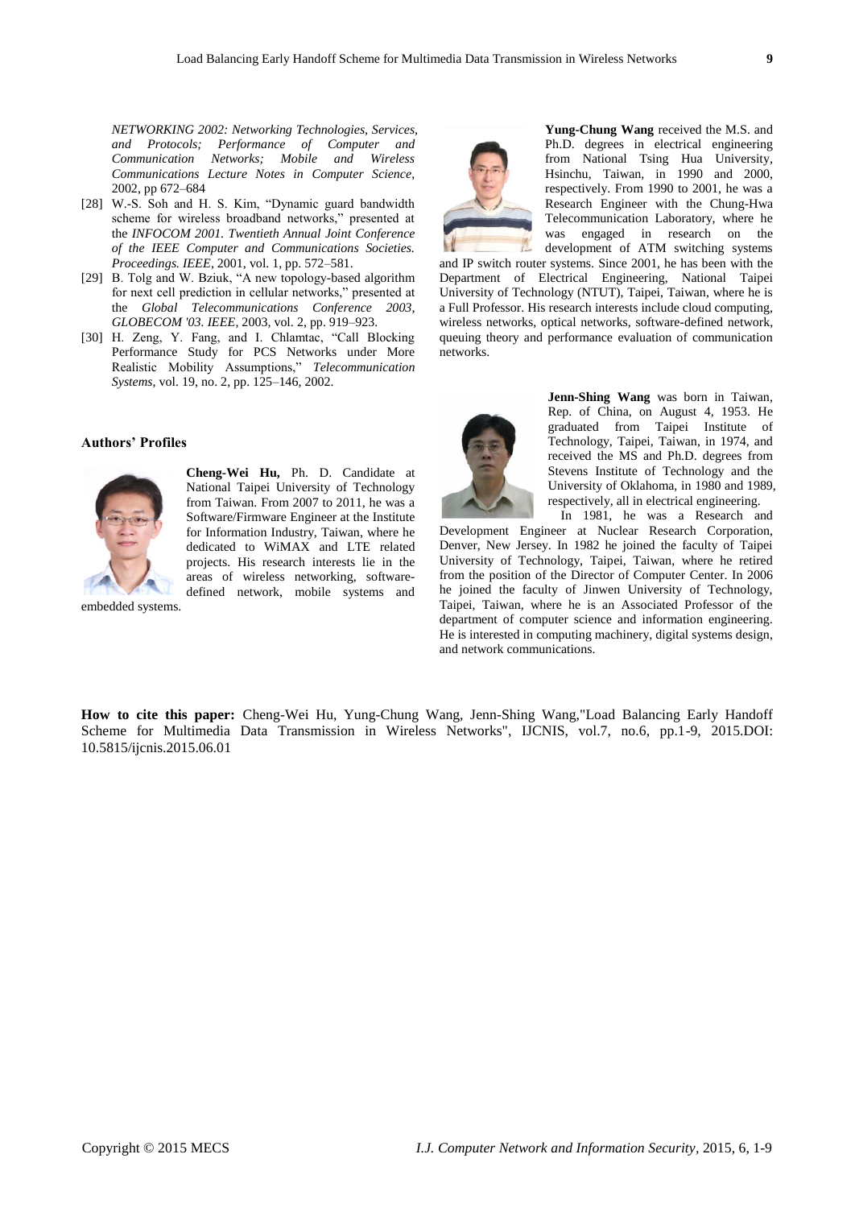*NETWORKING 2002: Networking Technologies, Services, and Protocols; Performance of Computer and Communication Networks; Mobile and Wireless Communications Lecture Notes in Computer Science*, 2002, pp 672–684

[28] W.-S. Soh and H. S. Kim, "Dynamic guard bandwidth scheme for wireless broadband networks," presented at the *INFOCOM 2001. Twentieth Annual Joint Conference of the IEEE Computer and Communications Societies. Proceedings. IEEE*, 2001, vol. 1, pp. 572–581.

[29] B. Tolg and W. Bziuk, "A new topology-based algorithm for next cell prediction in cellular networks," presented at the *Global Telecommunications Conference 2003, GLOBECOM '03. IEEE*, 2003, vol. 2, pp. 919–923.

[30] H. Zeng, Y. Fang, and I. Chlamtac, "Call Blocking Performance Study for PCS Networks under More Realistic Mobility Assumptions," *Telecommunication Systems*, vol. 19, no. 2, pp. 125–146, 2002.

### Authors' Profiles

**Cheng-Wei Hu,** Ph. D. Candidate at National Taipei University of Technology from Taiwan. From 2007 to 2011, he was a Software/Firmware Engineer at the Institute for Information Industry, Taiwan, where he dedicated to WiMAX and LTE related projects. His research interests lie in the areas of wireless networking, software-defined network, mobile systems and embedded systems.

**Yung-Chung Wang** received the M.S. and Ph.D. degrees in electrical engineering from National Tsing Hua University, Hsinchu, Taiwan, in 1990 and 2000, respectively. From 1990 to 2001, he was a Research Engineer with the Chung-Hwa Telecommunication Laboratory, where he was engaged in research on the development of ATM switching systems and IP switch router systems. Since 2001, he has been with the Department of Electrical Engineering, National Taipei University of Technology (NTUT), Taipei, Taiwan, where he is a Full Professor. His research interests include cloud computing, wireless networks, optical networks, software-defined network, queuing theory and performance evaluation of communication networks.

**Jenn-Shing Wang** was born in Taiwan, Rep. of China, on August 4, 1953. He graduated from Taipei Institute of Technology, Taipei, Taiwan, in 1974, and received the MS and Ph.D. degrees from Stevens Institute of Technology and the University of Oklahoma, in 1980 and 1989, respectively, all in electrical engineering.

In 1981, he was a Research and Development Engineer at Nuclear Research Corporation, Denver, New Jersey. In 1982 he joined the faculty of Taipei University of Technology, Taipei, Taiwan, where he retired from the position of the Director of Computer Center. In 2006 he joined the faculty of Jinwen University of Technology, Taipei, Taiwan, where he is an Associated Professor of the department of computer science and information engineering. He is interested in computing machinery, digital systems design, and network communications.

**How to cite this paper:** Cheng-Wei Hu, Yung-Chung Wang, Jenn-Shing Wang,"Load Balancing Early Handoff Scheme for Multimedia Data Transmission in Wireless Networks", IJCNIS, vol.7, no.6, pp.1-9, 2015.DOI: 10.5815/ijcnis.2015.06.01